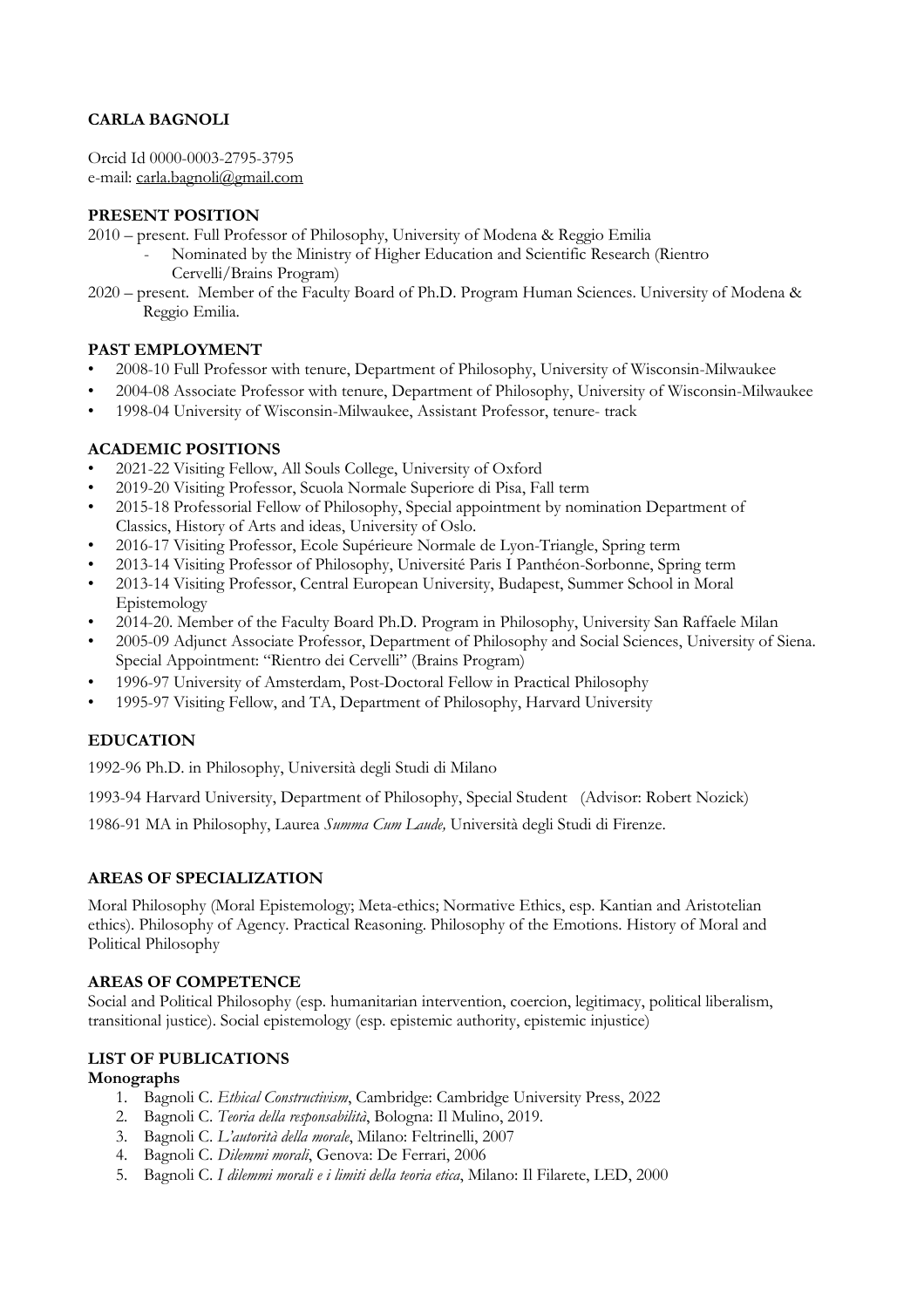**CARLA BAGNOLI**

Orcid Id 0000-0003-2795-3795
e-mail: carla.bagnoli@gmail.com

**PRESENT POSITION**

2010 – present. Full Professor of Philosophy, University of Modena & Reggio Emilia

- Nominated by the Ministry of Higher Education and Scientific Research (Rientro Cervelli/Brains Program)

2020 – present. Member of the Faculty Board of Ph.D. Program Human Sciences. University of Modena & Reggio Emilia.

**PAST EMPLOYMENT**

- 2008-10 Full Professor with tenure, Department of Philosophy, University of Wisconsin-Milwaukee
- 2004-08 Associate Professor with tenure, Department of Philosophy, University of Wisconsin-Milwaukee
- 1998-04 University of Wisconsin-Milwaukee, Assistant Professor, tenure- track

**ACADEMIC POSITIONS**

- 2021-22 Visiting Fellow, All Souls College, University of Oxford
- 2019-20 Visiting Professor, Scuola Normale Superiore di Pisa, Fall term
- 2015-18 Professorial Fellow of Philosophy, Special appointment by nomination Department of Classics, History of Arts and ideas, University of Oslo.
- 2016-17 Visiting Professor, Ecole Supérieure Normale de Lyon-Triangle, Spring term
- 2013-14 Visiting Professor of Philosophy, Université Paris I Panthéon-Sorbonne, Spring term
- 2013-14 Visiting Professor, Central European University, Budapest, Summer School in Moral Epistemology
- 2014-20. Member of the Faculty Board Ph.D. Program in Philosophy, University San Raffaele Milan
- 2005-09 Adjunct Associate Professor, Department of Philosophy and Social Sciences, University of Siena. Special Appointment: "Rientro dei Cervelli" (Brains Program)
- 1996-97 University of Amsterdam, Post-Doctoral Fellow in Practical Philosophy
- 1995-97 Visiting Fellow, and TA, Department of Philosophy, Harvard University

**EDUCATION**

1992-96 Ph.D. in Philosophy, Università degli Studi di Milano

1993-94 Harvard University, Department of Philosophy, Special Student (Advisor: Robert Nozick)

1986-91 MA in Philosophy, Laurea *Summa Cum Laude,* Università degli Studi di Firenze.

**AREAS OF SPECIALIZATION**

Moral Philosophy (Moral Epistemology; Meta-ethics; Normative Ethics, esp. Kantian and Aristotelian ethics). Philosophy of Agency. Practical Reasoning. Philosophy of the Emotions. History of Moral and Political Philosophy

**AREAS OF COMPETENCE**

Social and Political Philosophy (esp. humanitarian intervention, coercion, legitimacy, political liberalism, transitional justice). Social epistemology (esp. epistemic authority, epistemic injustice)

**LIST OF PUBLICATIONS**

**Monographs**

1. Bagnoli C. *Ethical Constructivism*, Cambridge: Cambridge University Press, 2022
2. Bagnoli C. *Teoria della responsabilità*, Bologna: Il Mulino, 2019.
3. Bagnoli C. *L'autorità della morale*, Milano: Feltrinelli, 2007
4. Bagnoli C. *Dilemmi morali*, Genova: De Ferrari, 2006
5. Bagnoli C. *I dilemmi morali e i limiti della teoria etica*, Milano: Il Filarete, LED, 2000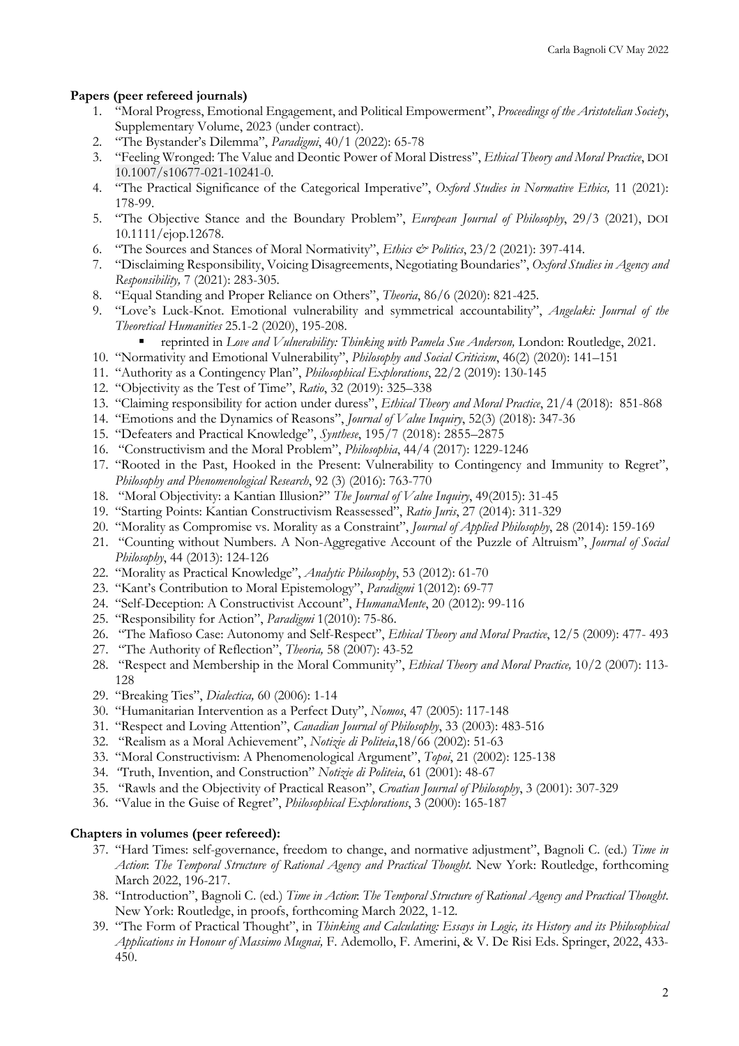**Papers (peer refereed journals)**

1. "Moral Progress, Emotional Engagement, and Political Empowerment", *Proceedings of the Aristotelian Society*, Supplementary Volume, 2023 (under contract).
2. "The Bystander's Dilemma", *Paradigmi*, 40/1 (2022): 65-78
3. "Feeling Wronged: The Value and Deontic Power of Moral Distress", *Ethical Theory and Moral Practice*, DOI 10.1007/s10677-021-10241-0.
4. "The Practical Significance of the Categorical Imperative", *Oxford Studies in Normative Ethics,* 11 (2021): 178-99.
5. "The Objective Stance and the Boundary Problem", *European Journal of Philosophy*, 29/3 (2021), DOI 10.1111/ejop.12678.
6. "The Sources and Stances of Moral Normativity", *Ethics & Politics*, 23/2 (2021): 397-414.
7. "Disclaiming Responsibility, Voicing Disagreements, Negotiating Boundaries", *Oxford Studies in Agency and Responsibility,* 7 (2021): 283-305.
8. "Equal Standing and Proper Reliance on Others", *Theoria*, 86/6 (2020): 821-425.
9. "Love's Luck-Knot. Emotional vulnerability and symmetrical accountability", *Angelaki: Journal of the Theoretical Humanities* 25.1-2 (2020), 195-208.
   - reprinted in *Love and Vulnerability: Thinking with Pamela Sue Anderson,* London: Routledge, 2021.
10. "Normativity and Emotional Vulnerability", *Philosophy and Social Criticism*, 46(2) (2020): 141–151
11. "Authority as a Contingency Plan", *Philosophical Explorations*, 22/2 (2019): 130-145
12. "Objectivity as the Test of Time", *Ratio*, 32 (2019): 325–338
13. "Claiming responsibility for action under duress", *Ethical Theory and Moral Practice*, 21/4 (2018): 851-868
14. "Emotions and the Dynamics of Reasons", *Journal of Value Inquiry*, 52(3) (2018): 347-36
15. "Defeaters and Practical Knowledge", *Synthese*, 195/7 (2018): 2855–2875
16. "Constructivism and the Moral Problem", *Philosophia*, 44/4 (2017): 1229-1246
17. "Rooted in the Past, Hooked in the Present: Vulnerability to Contingency and Immunity to Regret", *Philosophy and Phenomenological Research*, 92 (3) (2016): 763-770
18. "Moral Objectivity: a Kantian Illusion?" *The Journal of Value Inquiry*, 49(2015): 31-45
19. "Starting Points: Kantian Constructivism Reassessed", *Ratio Juris*, 27 (2014): 311-329
20. "Morality as Compromise vs. Morality as a Constraint", *Journal of Applied Philosophy*, 28 (2014): 159-169
21. "Counting without Numbers. A Non-Aggregative Account of the Puzzle of Altruism", *Journal of Social Philosophy*, 44 (2013): 124-126
22. "Morality as Practical Knowledge", *Analytic Philosophy*, 53 (2012): 61-70
23. "Kant's Contribution to Moral Epistemology", *Paradigmi* 1(2012): 69-77
24. "Self-Deception: A Constructivist Account", *HumanaMente*, 20 (2012): 99-116
25. "Responsibility for Action", *Paradigmi* 1(2010): 75-86.
26. "The Mafioso Case: Autonomy and Self-Respect", *Ethical Theory and Moral Practice*, 12/5 (2009): 477- 493
27. "The Authority of Reflection", *Theoria,* 58 (2007): 43-52
28. "Respect and Membership in the Moral Community", *Ethical Theory and Moral Practice,* 10/2 (2007): 113-128
29. "Breaking Ties", *Dialectica,* 60 (2006): 1-14
30. "Humanitarian Intervention as a Perfect Duty", *Nomos*, 47 (2005): 117-148
31. "Respect and Loving Attention", *Canadian Journal of Philosophy*, 33 (2003): 483-516
32. "Realism as a Moral Achievement", *Notizie di Politeia*,18/66 (2002): 51-63
33. "Moral Constructivism: A Phenomenological Argument", *Topoi*, 21 (2002): 125-138
34. "Truth, Invention, and Construction" *Notizie di Politeia*, 61 (2001): 48-67
35. "Rawls and the Objectivity of Practical Reason", *Croatian Journal of Philosophy*, 3 (2001): 307-329
36. "Value in the Guise of Regret", *Philosophical Explorations*, 3 (2000): 165-187

**Chapters in volumes (peer refereed):**

37. "Hard Times: self-governance, freedom to change, and normative adjustment", Bagnoli C. (ed.) *Time in Action*: *The Temporal Structure of Rational Agency and Practical Thought.* New York: Routledge, forthcoming March 2022, 196-217.
38. "Introduction", Bagnoli C. (ed.) *Time in Action*: *The Temporal Structure of Rational Agency and Practical Thought*. New York: Routledge, in proofs, forthcoming March 2022, 1-12.
39. "The Form of Practical Thought", in *Thinking and Calculating: Essays in Logic, its History and its Philosophical Applications in Honour of Massimo Mugnai,* F. Ademollo, F. Amerini, & V. De Risi Eds. Springer, 2022, 433-450.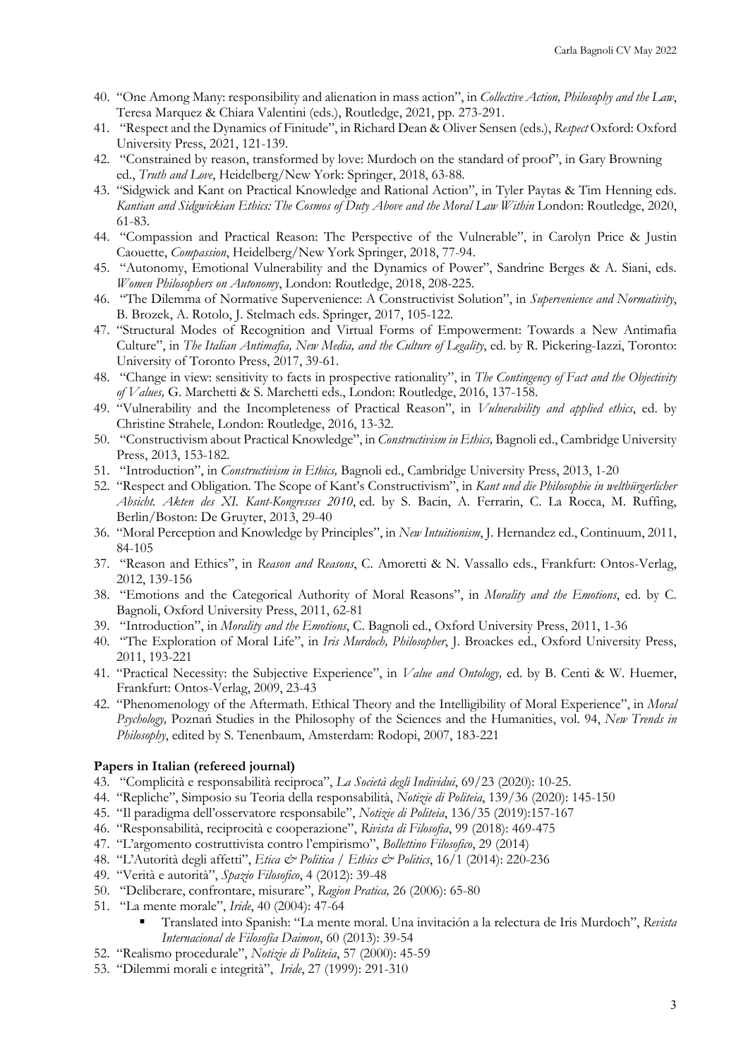40. "One Among Many: responsibility and alienation in mass action", in *Collective Action, Philosophy and the Law*, Teresa Marquez & Chiara Valentini (eds.), Routledge, 2021, pp. 273-291.
41. "Respect and the Dynamics of Finitude", in Richard Dean & Oliver Sensen (eds.), *Respect* Oxford: Oxford University Press, 2021, 121-139.
42. "Constrained by reason, transformed by love: Murdoch on the standard of proof", in Gary Browning ed., *Truth and Love*, Heidelberg/New York: Springer, 2018, 63-88.
43. "Sidgwick and Kant on Practical Knowledge and Rational Action", in Tyler Paytas & Tim Henning eds. *Kantian and Sidgwickian Ethics: The Cosmos of Duty Above and the Moral Law Within* London: Routledge, 2020, 61-83.
44. "Compassion and Practical Reason: The Perspective of the Vulnerable", in Carolyn Price & Justin Caouette, *Compassion*, Heidelberg/New York Springer, 2018, 77-94.
45. "Autonomy, Emotional Vulnerability and the Dynamics of Power", Sandrine Berges & A. Siani, eds. *Women Philosophers on Autonomy*, London: Routledge, 2018, 208-225.
46. "The Dilemma of Normative Supervenience: A Constructivist Solution", in *Supervenience and Normativity*, B. Brozek, A. Rotolo, J. Stelmach eds. Springer, 2017, 105-122.
47. "Structural Modes of Recognition and Virtual Forms of Empowerment: Towards a New Antimafia Culture", in *The Italian Antimafia, New Media, and the Culture of Legality*, ed. by R. Pickering-Iazzi, Toronto: University of Toronto Press, 2017, 39-61.
48. "Change in view: sensitivity to facts in prospective rationality", in *The Contingency of Fact and the Objectivity of Values,* G. Marchetti & S. Marchetti eds., London: Routledge, 2016, 137-158.
49. "Vulnerability and the Incompleteness of Practical Reason", in *Vulnerability and applied ethics*, ed. by Christine Strahele, London: Routledge, 2016, 13-32.
50. "Constructivism about Practical Knowledge", in *Constructivism in Ethics,* Bagnoli ed., Cambridge University Press, 2013, 153-182.
51. "Introduction", in *Constructivism in Ethics,* Bagnoli ed., Cambridge University Press, 2013, 1-20
52. "Respect and Obligation. The Scope of Kant's Constructivism", in *Kant und die Philosophie in weltbürgerlicher Absicht. Akten des XI. Kant-Kongresses 2010*, ed. by S. Bacin, A. Ferrarin, C. La Rocca, M. Ruffing, Berlin/Boston: De Gruyter, 2013, 29-40
36. "Moral Perception and Knowledge by Principles", in *New Intuitionism*, J. Hernandez ed., Continuum, 2011, 84-105
37. "Reason and Ethics", in *Reason and Reasons*, C. Amoretti & N. Vassallo eds., Frankfurt: Ontos-Verlag, 2012, 139-156
38. "Emotions and the Categorical Authority of Moral Reasons", in *Morality and the Emotions*, ed. by C. Bagnoli, Oxford University Press, 2011, 62-81
39. "Introduction", in *Morality and the Emotions*, C. Bagnoli ed., Oxford University Press, 2011, 1-36
40. "The Exploration of Moral Life", in *Iris Murdoch, Philosopher*, J. Broackes ed., Oxford University Press, 2011, 193-221
41. "Practical Necessity: the Subjective Experience", in *Value and Ontology,* ed. by B. Centi & W. Huemer, Frankfurt: Ontos-Verlag, 2009, 23-43
42. "Phenomenology of the Aftermath. Ethical Theory and the Intelligibility of Moral Experience", in *Moral Psychology,* Poznań Studies in the Philosophy of the Sciences and the Humanities, vol. 94, *New Trends in Philosophy*, edited by S. Tenenbaum, Amsterdam: Rodopi, 2007, 183-221

**Papers in Italian (refereed journal)**

43. "Complicità e responsabilità reciproca", *La Società degli Individui*, 69/23 (2020): 10-25.
44. "Repliche", Simposio su Teoria della responsabilità, *Notizie di Politeia*, 139/36 (2020): 145-150
45. "Il paradigma dell'osservatore responsabile", *Notizie di Politeia*, 136/35 (2019):157-167
46. "Responsabilità, reciprocità e cooperazione", *Rivista di Filosofia*, 99 (2018): 469-475
47. "L'argomento costruttivista contro l'empirismo", *Bollettino Filosofico*, 29 (2014)
48. "L'Autorità degli affetti", *Etica & Politica / Ethics & Politics*, 16/1 (2014): 220-236
49. "Verità e autorità", *Spazio Filosofico*, 4 (2012): 39-48
50. "Deliberare, confrontare, misurare", *Ragion Pratica,* 26 (2006): 65-80
51. "La mente morale", *Iride*, 40 (2004): 47-64
    - Translated into Spanish: "La mente moral. Una invitación a la relectura de Iris Murdoch", *Revista Internacional de Filosofía Daimon*, 60 (2013): 39-54
52. "Realismo procedurale", *Notizie di Politeia*, 57 (2000): 45-59
53. "Dilemmi morali e integrità", *Iride*, 27 (1999): 291-310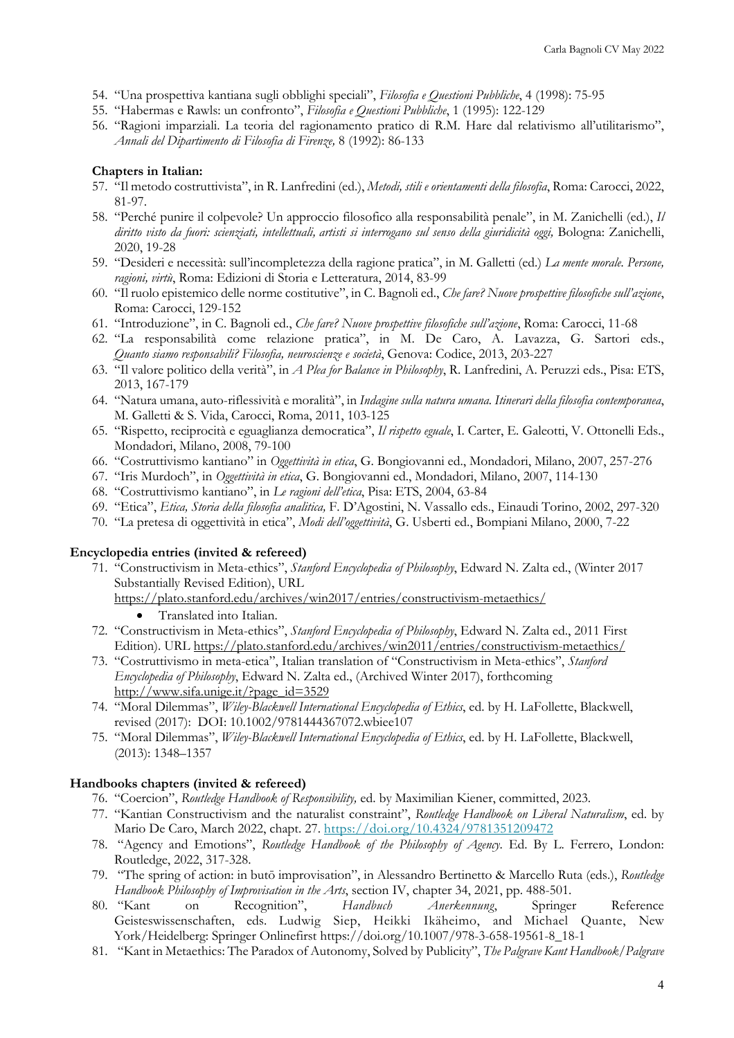54. "Una prospettiva kantiana sugli obblighi speciali", *Filosofia e Questioni Pubbliche*, 4 (1998): 75-95
55. "Habermas e Rawls: un confronto", *Filosofia e Questioni Pubbliche*, 1 (1995): 122-129
56. "Ragioni imparziali. La teoria del ragionamento pratico di R.M. Hare dal relativismo all'utilitarismo", *Annali del Dipartimento di Filosofia di Firenze,* 8 (1992): 86-133

**Chapters in Italian:**

57. "Il metodo costruttivista", in R. Lanfredini (ed.), *Metodi, stili e orientamenti della filosofia*, Roma: Carocci, 2022, 81-97.
58. "Perché punire il colpevole? Un approccio filosofico alla responsabilità penale", in M. Zanichelli (ed.), *Il diritto visto da fuori: scienziati, intellettuali, artisti si interrogano sul senso della giuridicità oggi,* Bologna: Zanichelli, 2020, 19-28
59. "Desideri e necessità: sull'incompletezza della ragione pratica", in M. Galletti (ed.) *La mente morale. Persone, ragioni, virtù*, Roma: Edizioni di Storia e Letteratura, 2014, 83-99
60. "Il ruolo epistemico delle norme costitutive", in C. Bagnoli ed., *Che fare? Nuove prospettive filosofiche sull'azione*, Roma: Carocci, 129-152
61. "Introduzione", in C. Bagnoli ed., *Che fare? Nuove prospettive filosofiche sull'azione*, Roma: Carocci, 11-68
62. "La responsabilità come relazione pratica", in M. De Caro, A. Lavazza, G. Sartori eds., *Quanto siamo responsabili? Filosofia, neuroscienze e società*, Genova: Codice, 2013, 203-227
63. "Il valore politico della verità", in *A Plea for Balance in Philosophy*, R. Lanfredini, A. Peruzzi eds., Pisa: ETS, 2013, 167-179
64. "Natura umana, auto-riflessività e moralità", in *Indagine sulla natura umana. Itinerari della filosofia contemporanea*, M. Galletti & S. Vida, Carocci, Roma, 2011, 103-125
65. "Rispetto, reciprocità e eguaglianza democratica", *Il rispetto eguale*, I. Carter, E. Galeotti, V. Ottonelli Eds., Mondadori, Milano, 2008, 79-100
66. "Costruttivismo kantiano" in *Oggettività in etica*, G. Bongiovanni ed., Mondadori, Milano, 2007, 257-276
67. "Iris Murdoch", in *Oggettività in etica*, G. Bongiovanni ed., Mondadori, Milano, 2007, 114-130
68. "Costruttivismo kantiano", in *Le ragioni dell'etica*, Pisa: ETS, 2004, 63-84
69. "Etica", *Etica, Storia della filosofia analitica,* F. D'Agostini, N. Vassallo eds., Einaudi Torino, 2002, 297-320
70. "La pretesa di oggettività in etica", *Modi dell'oggettività*, G. Usberti ed., Bompiani Milano, 2000, 7-22

**Encyclopedia entries (invited & refereed)**

71. "Constructivism in Meta-ethics", *Stanford Encyclopedia of Philosophy*, Edward N. Zalta ed., (Winter 2017 Substantially Revised Edition), URL https://plato.stanford.edu/archives/win2017/entries/constructivism-metaethics/
    - Translated into Italian.
72. "Constructivism in Meta-ethics", *Stanford Encyclopedia of Philosophy*, Edward N. Zalta ed., 2011 First Edition). URL https://plato.stanford.edu/archives/win2011/entries/constructivism-metaethics/
73. "Costruttivismo in meta-etica", Italian translation of "Constructivism in Meta-ethics", *Stanford Encyclopedia of Philosophy*, Edward N. Zalta ed., (Archived Winter 2017), forthcoming http://www.sifa.unige.it/?page_id=3529
74. "Moral Dilemmas", *Wiley-Blackwell International Encyclopedia of Ethics*, ed. by H. LaFollette, Blackwell, revised (2017): DOI: 10.1002/9781444367072.wbiee107
75. "Moral Dilemmas", *Wiley-Blackwell International Encyclopedia of Ethics*, ed. by H. LaFollette, Blackwell, (2013): 1348–1357

**Handbooks chapters (invited & refereed)**

76. "Coercion", *Routledge Handbook of Responsibility,* ed. by Maximilian Kiener, committed, 2023.
77. "Kantian Constructivism and the naturalist constraint", *Routledge Handbook on Liberal Naturalism*, ed. by Mario De Caro, March 2022, chapt. 27. https://doi.org/10.4324/9781351209472
78. "Agency and Emotions", *Routledge Handbook of the Philosophy of Agency*. Ed. By L. Ferrero, London: Routledge, 2022, 317-328.
79. "The spring of action: in butō improvisation", in Alessandro Bertinetto & Marcello Ruta (eds.), *Routledge Handbook Philosophy of Improvisation in the Arts*, section IV, chapter 34, 2021, pp. 488-501.
80. "Kant on Recognition", *Handbuch Anerkennung*, Springer Reference Geisteswissenschaften, eds. Ludwig Siep, Heikki Ikäheimo, and Michael Quante, New York/Heidelberg: Springer Onlinefirst https://doi.org/10.1007/978-3-658-19561-8_18-1
81. "Kant in Metaethics: The Paradox of Autonomy, Solved by Publicity", *The Palgrave Kant Handbook/Palgrave*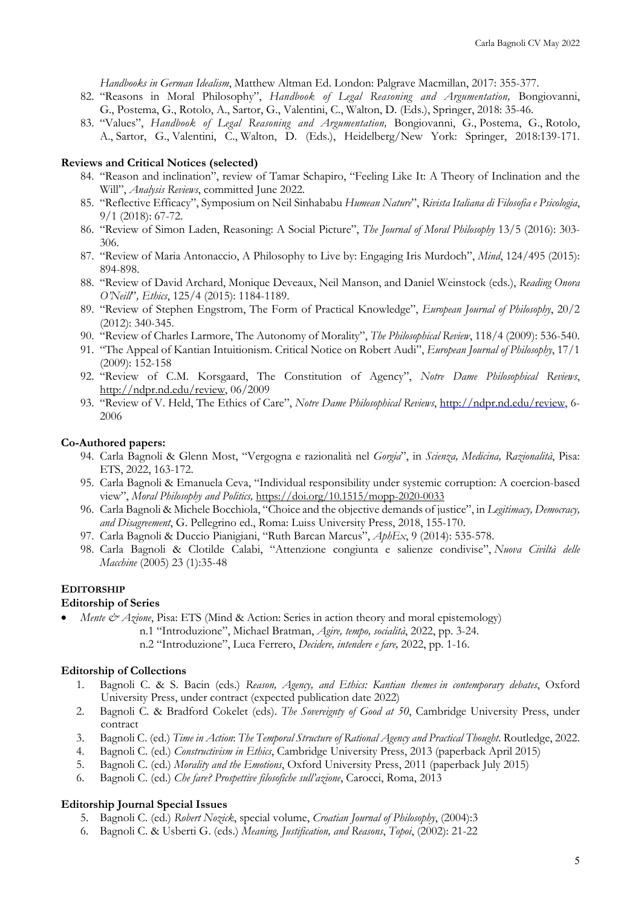*Handbooks in German Idealism*, Matthew Altman Ed. London: Palgrave Macmillan, 2017: 355-377.

82. "Reasons in Moral Philosophy", *Handbook of Legal Reasoning and Argumentation,* Bongiovanni, G., Postema, G., Rotolo, A., Sartor, G., Valentini, C., Walton, D. (Eds.), Springer, 2018: 35-46.
83. "Values", *Handbook of Legal Reasoning and Argumentation,* Bongiovanni, G., Postema, G., Rotolo, A., Sartor, G., Valentini, C., Walton, D. (Eds.), Heidelberg/New York: Springer, 2018:139-171.

**Reviews and Critical Notices (selected)**

84. "Reason and inclination", review of Tamar Schapiro, "Feeling Like It: A Theory of Inclination and the Will", *Analysis Reviews*, committed June 2022.
85. "Reflective Efficacy", Symposium on Neil Sinhababu *Humean Nature*", *Rivista Italiana di Filosofia e Psicologia*, 9/1 (2018): 67-72.
86. "Review of Simon Laden, Reasoning: A Social Picture", *The Journal of Moral Philosophy* 13/5 (2016): 303-306.
87. "Review of Maria Antonaccio, A Philosophy to Live by: Engaging Iris Murdoch", *Mind*, 124/495 (2015): 894-898.
88. "Review of David Archard, Monique Deveaux, Neil Manson, and Daniel Weinstock (eds.), *Reading Onora O'Neill*", *Ethics*, 125/4 (2015): 1184-1189.
89. "Review of Stephen Engstrom, The Form of Practical Knowledge", *European Journal of Philosophy*, 20/2 (2012): 340-345.
90. "Review of Charles Larmore, The Autonomy of Morality", *The Philosophical Review*, 118/4 (2009): 536-540.
91. "The Appeal of Kantian Intuitionism. Critical Notice on Robert Audi", *European Journal of Philosophy*, 17/1 (2009): 152-158
92. "Review of C.M. Korsgaard, The Constitution of Agency", *Notre Dame Philosophical Reviews*, http://ndpr.nd.edu/review, 06/2009
93. "Review of V. Held, The Ethics of Care", *Notre Dame Philosophical Reviews*, http://ndpr.nd.edu/review, 6-2006

**Co-Authored papers:**

94. Carla Bagnoli & Glenn Most, "Vergogna e razionalità nel *Gorgia*", in *Scienza, Medicina, Razionalità*, Pisa: ETS, 2022, 163-172.
95. Carla Bagnoli & Emanuela Ceva, "Individual responsibility under systemic corruption: A coercion-based view", *Moral Philosophy and Politics,* https://doi.org/10.1515/mopp-2020-0033
96. Carla Bagnoli & Michele Bocchiola, "Choice and the objective demands of justice", in *Legitimacy, Democracy, and Disagreement*, G. Pellegrino ed., Roma: Luiss University Press, 2018, 155-170.
97. Carla Bagnoli & Duccio Pianigiani, "Ruth Barcan Marcus", *AphEx*, 9 (2014): 535-578.
98. Carla Bagnoli & Clotilde Calabi, "Attenzione congiunta e salienze condivise", *Nuova Civiltà delle Macchine* (2005) 23 (1):35-48

## EDITORSHIP

**Editorship of Series**

- *Mente & Azione*, Pisa: ETS (Mind & Action: Series in action theory and moral epistemology)
  - n.1 "Introduzione", Michael Bratman, *Agire, tempo, socialità*, 2022, pp. 3-24.
  - n.2 "Introduzione", Luca Ferrero, *Decidere, intendere e fare,* 2022, pp. 1-16.

**Editorship of Collections**

1. Bagnoli C. & S. Bacin (eds.) *Reason, Agency, and Ethics: Kantian themes in contemporary debates*, Oxford University Press, under contract (expected publication date 2022)
2. Bagnoli C. & Bradford Cokelet (eds). *The Sovereignty of Good at 50*, Cambridge University Press, under contract
3. Bagnoli C. (ed.) *Time in Action*: *The Temporal Structure of Rational Agency and Practical Thought*. Routledge, 2022.
4. Bagnoli C. (ed.) *Constructivism in Ethics*, Cambridge University Press, 2013 (paperback April 2015)
5. Bagnoli C. (ed.) *Morality and the Emotions*, Oxford University Press, 2011 (paperback July 2015)
6. Bagnoli C. (ed.) *Che fare? Prospettive filosofiche sull'azione*, Carocci, Roma, 2013

**Editorship Journal Special Issues**

5. Bagnoli C. (ed.) *Robert Nozick*, special volume, *Croatian Journal of Philosophy*, (2004):3
6. Bagnoli C. & Usberti G. (eds.) *Meaning, Justification, and Reasons*, *Topoi*, (2002): 21-22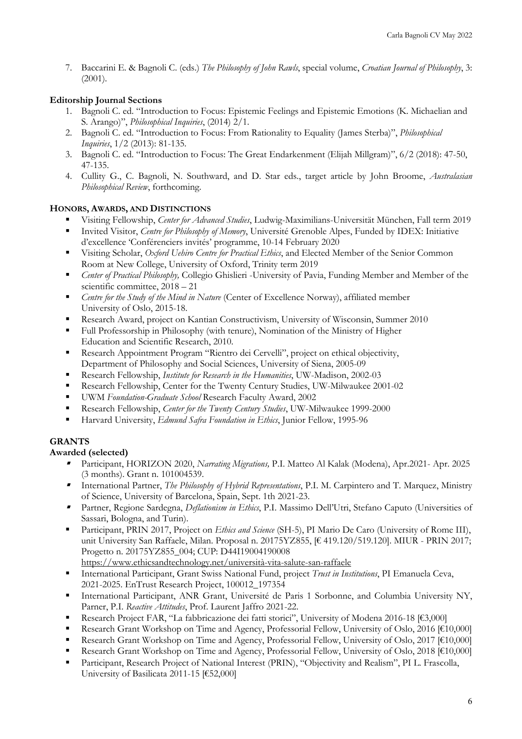7. Baccarini E. & Bagnoli C. (eds.) *The Philosophy of John Rawls*, special volume, *Croatian Journal of Philosophy*, 3: (2001).

**Editorship Journal Sections**

1. Bagnoli C. ed. "Introduction to Focus: Epistemic Feelings and Epistemic Emotions (K. Michaelian and S. Arango)", *Philosophical Inquiries*, (2014) 2/1.
2. Bagnoli C. ed. "Introduction to Focus: From Rationality to Equality (James Sterba)", *Philosophical Inquiries*, 1/2 (2013): 81-135.
3. Bagnoli C. ed. "Introduction to Focus: The Great Endarkenment (Elijah Millgram)", 6/2 (2018): 47-50, 47-135.
4. Cullity G., C. Bagnoli, N. Southward, and D. Star eds., target article by John Broome, *Australasian Philosophical Review*, forthcoming.

**HONORS, AWARDS, AND DISTINCTIONS**

- Visiting Fellowship, *Center for Advanced Studies*, Ludwig-Maximilians-Universität München, Fall term 2019
- Invited Visitor, *Centre for Philosophy of Memory*, Université Grenoble Alpes, Funded by IDEX: Initiative d'excellence 'Conférenciers invités' programme, 10-14 February 2020
- Visiting Scholar, *Oxford Uehiro Centre for Practical Ethics*, and Elected Member of the Senior Common Room at New College, University of Oxford, Trinity term 2019
- *Center of Practical Philosophy,* Collegio Ghislieri -University of Pavia, Funding Member and Member of the scientific committee, 2018 – 21
- *Centre for the Study of the Mind in Nature* (Center of Excellence Norway), affiliated member University of Oslo, 2015-18.
- Research Award, project on Kantian Constructivism, University of Wisconsin, Summer 2010
- Full Professorship in Philosophy (with tenure), Nomination of the Ministry of Higher Education and Scientific Research, 2010.
- Research Appointment Program "Rientro dei Cervelli", project on ethical objectivity, Department of Philosophy and Social Sciences, University of Siena, 2005-09
- Research Fellowship, *Institute for Research in the Humanities*, UW-Madison, 2002-03
- Research Fellowship, Center for the Twenty Century Studies, UW-Milwaukee 2001-02
- UWM *Foundation-Graduate School* Research Faculty Award, 2002
- Research Fellowship, *Center for the Twenty Century Studies*, UW-Milwaukee 1999-2000
- Harvard University, *Edmund Safra Foundation in Ethics*, Junior Fellow, 1995-96

**GRANTS**

**Awarded (selected)**

- Participant, HORIZON 2020, *Narrating Migrations,* P.I. Matteo Al Kalak (Modena), Apr.2021- Apr. 2025 (3 months). Grant n. 101004539.
- International Partner, *The Philosophy of Hybrid Representations*, P.I. M. Carpintero and T. Marquez, Ministry of Science, University of Barcelona, Spain, Sept. 1th 2021-23.
- Partner, Regione Sardegna, *Deflationism in Ethics*, P.I. Massimo Dell'Utri, Stefano Caputo (Universities of Sassari, Bologna, and Turin).
- Participant, PRIN 2017, Project on *Ethics and Science* (SH-5), PI Mario De Caro (University of Rome III), unit University San Raffaele, Milan. Proposal n. 20175YZ855, [€ 419.120/519.120]. MIUR - PRIN 2017; Progetto n. 20175YZ855_004; CUP: D44I19004190008 https://www.ethicsandtechnology.net/università-vita-salute-san-raffaele
- International Participant, Grant Swiss National Fund, project *Trust in Institutions*, PI Emanuela Ceva, 2021-2025. EnTrust Research Project, 100012_197354
- International Participant, ANR Grant, Université de Paris 1 Sorbonne, and Columbia University NY, Parner, P.I. *Reactive Attitudes*, Prof. Laurent Jaffro 2021-22.
- Research Project FAR, "La fabbricazione dei fatti storici", University of Modena 2016-18 [€3,000]
- Research Grant Workshop on Time and Agency, Professorial Fellow, University of Oslo, 2016 [€10,000]
- Research Grant Workshop on Time and Agency, Professorial Fellow, University of Oslo, 2017 [€10,000]
- Research Grant Workshop on Time and Agency, Professorial Fellow, University of Oslo, 2018 [€10,000]
- Participant, Research Project of National Interest (PRIN), "Objectivity and Realism", PI L. Frascolla, University of Basilicata 2011-15 [€52,000]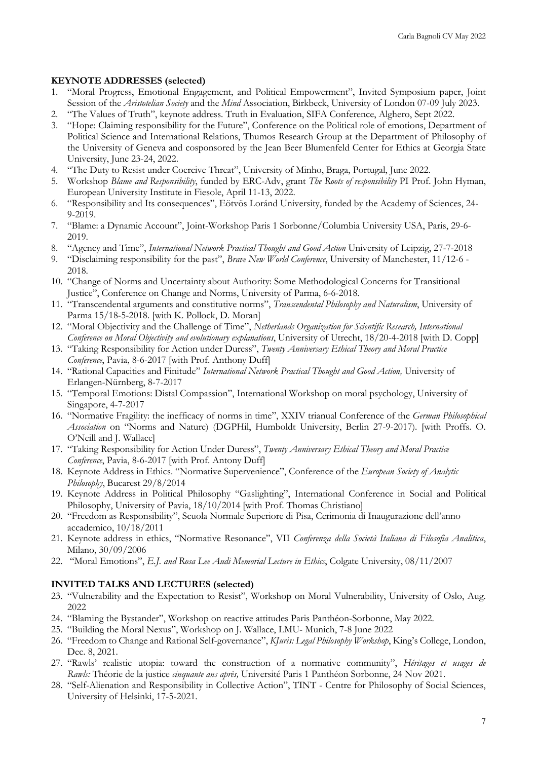**KEYNOTE ADDRESSES (selected)**

1. "Moral Progress, Emotional Engagement, and Political Empowerment", Invited Symposium paper, Joint Session of the *Aristotelian Society* and the *Mind* Association, Birkbeck, University of London 07-09 July 2023.
2. "The Values of Truth", keynote address. Truth in Evaluation, SIFA Conference, Alghero, Sept 2022.
3. "Hope: Claiming responsibility for the Future", Conference on the Political role of emotions, Department of Political Science and International Relations, Thumos Research Group at the Department of Philosophy of the University of Geneva and cosponsored by the Jean Beer Blumenfeld Center for Ethics at Georgia State University, June 23-24, 2022.
4. "The Duty to Resist under Coercive Threat", University of Minho, Braga, Portugal, June 2022.
5. Workshop *Blame and Responsibility*, funded by ERC-Adv, grant *The Roots of responsibility* PI Prof. John Hyman, European University Institute in Fiesole, April 11-13, 2022.
6. "Responsibility and Its consequences", Eötvös Loránd University, funded by the Academy of Sciences, 24-9-2019.
7. "Blame: a Dynamic Account", Joint-Workshop Paris 1 Sorbonne/Columbia University USA, Paris, 29-6-2019.
8. "Agency and Time", *International Network Practical Thought and Good Action* University of Leipzig, 27-7-2018
9. "Disclaiming responsibility for the past", *Brave New World Conference*, University of Manchester, 11/12-6 - 2018.
10. "Change of Norms and Uncertainty about Authority: Some Methodological Concerns for Transitional Justice", Conference on Change and Norms, University of Parma, 6-6-2018.
11. "Transcendental arguments and constitutive norms", *Transcendental Philosophy and Naturalism*, University of Parma 15/18-5-2018. [with K. Pollock, D. Moran]
12. "Moral Objectivity and the Challenge of Time", *Netherlands Organization for Scientific Research, International Conference on Moral Objectivity and evolutionary explanations*, University of Utrecht, 18/20-4-2018 [with D. Copp]
13. "Taking Responsibility for Action under Duress", *Twenty Anniversary Ethical Theory and Moral Practice Conference*, Pavia, 8-6-2017 [with Prof. Anthony Duff]
14. "Rational Capacities and Finitude" *International Network Practical Thought and Good Action,* University of Erlangen-Nürnberg, 8-7-2017
15. "Temporal Emotions: Distal Compassion", International Workshop on moral psychology, University of Singapore, 4-7-2017
16. "Normative Fragility: the inefficacy of norms in time", XXIV trianual Conference of the *German Philosophical Association* on "Norms and Nature) (DGPHil, Humboldt University, Berlin 27-9-2017). [with Proffs. O. O'Neill and J. Wallace]
17. "Taking Responsibility for Action Under Duress", *Twenty Anniversary Ethical Theory and Moral Practice Conference*, Pavia, 8-6-2017 [with Prof. Antony Duff]
18. Keynote Address in Ethics. "Normative Supervenience", Conference of the *European Society of Analytic Philosophy*, Bucarest 29/8/2014
19. Keynote Address in Political Philosophy "Gaslighting", International Conference in Social and Political Philosophy, University of Pavia, 18/10/2014 [with Prof. Thomas Christiano]
20. "Freedom as Responsibility", Scuola Normale Superiore di Pisa, Cerimonia di Inaugurazione dell'anno accademico, 10/18/2011
21. Keynote address in ethics, "Normative Resonance", VII *Conferenza della Società Italiana di Filosofia Analitica*, Milano, 30/09/2006
22. "Moral Emotions", *E.J. and Rosa Lee Audi Memorial Lecture in Ethics*, Colgate University, 08/11/2007

**INVITED TALKS AND LECTURES (selected)**

23. "Vulnerability and the Expectation to Resist", Workshop on Moral Vulnerability, University of Oslo, Aug. 2022
24. "Blaming the Bystander", Workshop on reactive attitudes Paris Panthéon-Sorbonne, May 2022.
25. "Building the Moral Nexus", Workshop on J. Wallace, LMU- Munich, 7-8 June 2022
26. "Freedom to Change and Rational Self-governance", *KJuris: Legal Philosophy Workshop*, King's College, London, Dec. 8, 2021.
27. "Rawls' realistic utopia: toward the construction of a normative community", *Héritages et usages de Rawls:* Théorie de la justice *cinquante ans après,* Université Paris 1 Panthéon Sorbonne, 24 Nov 2021.
28. "Self-Alienation and Responsibility in Collective Action", TINT - Centre for Philosophy of Social Sciences, University of Helsinki, 17-5-2021.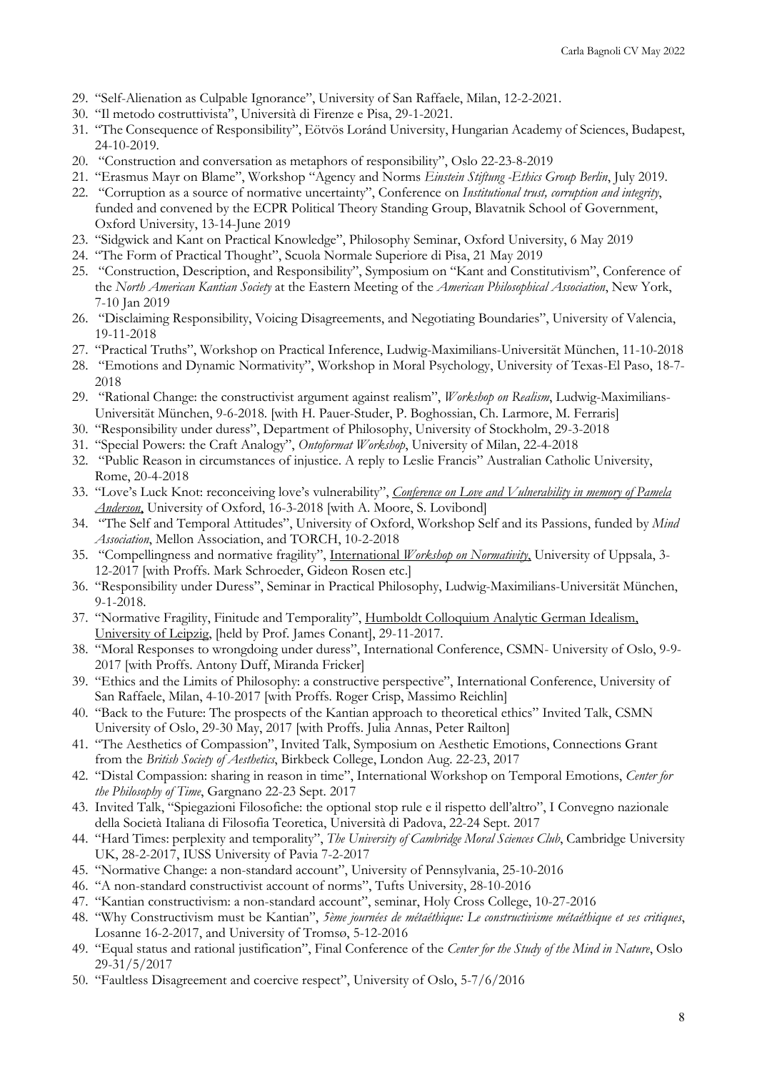29. "Self-Alienation as Culpable Ignorance", University of San Raffaele, Milan, 12-2-2021.
30. "Il metodo costruttivista", Università di Firenze e Pisa, 29-1-2021.
31. "The Consequence of Responsibility", Eötvös Loránd University, Hungarian Academy of Sciences, Budapest, 24-10-2019.
20. "Construction and conversation as metaphors of responsibility", Oslo 22-23-8-2019
21. "Erasmus Mayr on Blame", Workshop "Agency and Norms *Einstein Stiftung -Ethics Group Berlin*, July 2019.
22. "Corruption as a source of normative uncertainty", Conference on *Institutional trust, corruption and integrity*, funded and convened by the ECPR Political Theory Standing Group, Blavatnik School of Government, Oxford University, 13-14-June 2019
23. "Sidgwick and Kant on Practical Knowledge", Philosophy Seminar, Oxford University, 6 May 2019
24. "The Form of Practical Thought", Scuola Normale Superiore di Pisa, 21 May 2019
25. "Construction, Description, and Responsibility", Symposium on "Kant and Constitutivism", Conference of the *North American Kantian Society* at the Eastern Meeting of the *American Philosophical Association*, New York, 7-10 Jan 2019
26. "Disclaiming Responsibility, Voicing Disagreements, and Negotiating Boundaries", University of Valencia, 19-11-2018
27. "Practical Truths", Workshop on Practical Inference, Ludwig-Maximilians-Universität München, 11-10-2018
28. "Emotions and Dynamic Normativity", Workshop in Moral Psychology, University of Texas-El Paso, 18-7-2018
29. "Rational Change: the constructivist argument against realism", *Workshop on Realism*, Ludwig-Maximilians-Universität München, 9-6-2018. [with H. Pauer-Studer, P. Boghossian, Ch. Larmore, M. Ferraris]
30. "Responsibility under duress", Department of Philosophy, University of Stockholm, 29-3-2018
31. "Special Powers: the Craft Analogy", *Ontoformat Workshop*, University of Milan, 22-4-2018
32. "Public Reason in circumstances of injustice. A reply to Leslie Francis" Australian Catholic University, Rome, 20-4-2018
33. "Love's Luck Knot: reconceiving love's vulnerability", *Conference on Love and Vulnerability in memory of Pamela Anderson*, University of Oxford, 16-3-2018 [with A. Moore, S. Lovibond]
34. "The Self and Temporal Attitudes", University of Oxford, Workshop Self and its Passions, funded by *Mind Association*, Mellon Association, and TORCH, 10-2-2018
35. "Compellingness and normative fragility", International *Workshop on Normativity*, University of Uppsala, 3-12-2017 [with Proffs. Mark Schroeder, Gideon Rosen etc.]
36. "Responsibility under Duress", Seminar in Practical Philosophy, Ludwig-Maximilians-Universität München, 9-1-2018.
37. "Normative Fragility, Finitude and Temporality", Humboldt Colloquium Analytic German Idealism, University of Leipzig, [held by Prof. James Conant], 29-11-2017.
38. "Moral Responses to wrongdoing under duress", International Conference, CSMN- University of Oslo, 9-9-2017 [with Proffs. Antony Duff, Miranda Fricker]
39. "Ethics and the Limits of Philosophy: a constructive perspective", International Conference, University of San Raffaele, Milan, 4-10-2017 [with Proffs. Roger Crisp, Massimo Reichlin]
40. "Back to the Future: The prospects of the Kantian approach to theoretical ethics" Invited Talk, CSMN University of Oslo, 29-30 May, 2017 [with Proffs. Julia Annas, Peter Railton]
41. "The Aesthetics of Compassion", Invited Talk, Symposium on Aesthetic Emotions, Connections Grant from the *British Society of Aesthetics*, Birkbeck College, London Aug. 22-23, 2017
42. "Distal Compassion: sharing in reason in time", International Workshop on Temporal Emotions, *Center for the Philosophy of Time*, Gargnano 22-23 Sept. 2017
43. Invited Talk, "Spiegazioni Filosofiche: the optional stop rule e il rispetto dell'altro", I Convegno nazionale della Società Italiana di Filosofia Teoretica, Università di Padova, 22-24 Sept. 2017
44. "Hard Times: perplexity and temporality", *The University of Cambridge Moral Sciences Club*, Cambridge University UK, 28-2-2017, IUSS University of Pavia 7-2-2017
45. "Normative Change: a non-standard account", University of Pennsylvania, 25-10-2016
46. "A non-standard constructivist account of norms", Tufts University, 28-10-2016
47. "Kantian constructivism: a non-standard account", seminar, Holy Cross College, 10-27-2016
48. "Why Constructivism must be Kantian", *5ème journées de métaéthique: Le constructivisme métaéthique et ses critiques*, Losanne 16-2-2017, and University of Tromsø, 5-12-2016
49. "Equal status and rational justification", Final Conference of the *Center for the Study of the Mind in Nature*, Oslo 29-31/5/2017
50. "Faultless Disagreement and coercive respect", University of Oslo, 5-7/6/2016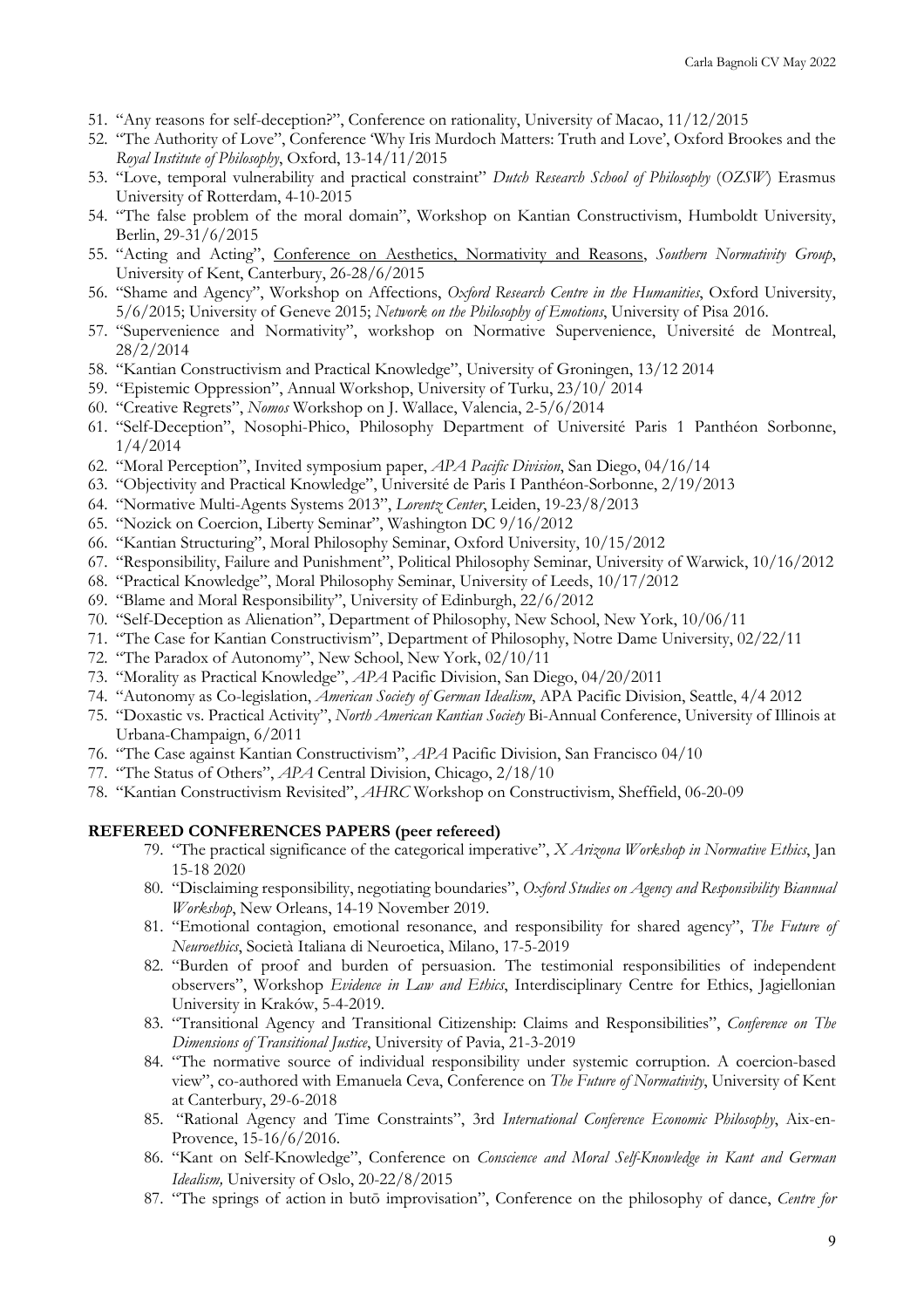51. "Any reasons for self-deception?", Conference on rationality, University of Macao, 11/12/2015
52. "The Authority of Love", Conference 'Why Iris Murdoch Matters: Truth and Love', Oxford Brookes and the *Royal Institute of Philosophy*, Oxford, 13-14/11/2015
53. "Love, temporal vulnerability and practical constraint" *Dutch Research School of Philosophy* (*OZSW*) Erasmus University of Rotterdam, 4-10-2015
54. "The false problem of the moral domain", Workshop on Kantian Constructivism, Humboldt University, Berlin, 29-31/6/2015
55. "Acting and Acting", Conference on Aesthetics, Normativity and Reasons, *Southern Normativity Group*, University of Kent, Canterbury, 26-28/6/2015
56. "Shame and Agency", Workshop on Affections, *Oxford Research Centre in the Humanities*, Oxford University, 5/6/2015; University of Geneve 2015; *Network on the Philosophy of Emotions*, University of Pisa 2016.
57. "Supervenience and Normativity", workshop on Normative Supervenience, Université de Montreal, 28/2/2014
58. "Kantian Constructivism and Practical Knowledge", University of Groningen, 13/12 2014
59. "Epistemic Oppression", Annual Workshop, University of Turku, 23/10/ 2014
60. "Creative Regrets", *Nomos* Workshop on J. Wallace, Valencia, 2-5/6/2014
61. "Self-Deception", Nosophi-Phico, Philosophy Department of Université Paris 1 Panthéon Sorbonne, 1/4/2014
62. "Moral Perception", Invited symposium paper, *APA Pacific Division*, San Diego, 04/16/14
63. "Objectivity and Practical Knowledge", Université de Paris I Panthéon-Sorbonne, 2/19/2013
64. "Normative Multi-Agents Systems 2013", *Lorentz Center*, Leiden, 19-23/8/2013
65. "Nozick on Coercion, Liberty Seminar", Washington DC 9/16/2012
66. "Kantian Structuring", Moral Philosophy Seminar, Oxford University, 10/15/2012
67. "Responsibility, Failure and Punishment", Political Philosophy Seminar, University of Warwick, 10/16/2012
68. "Practical Knowledge", Moral Philosophy Seminar, University of Leeds, 10/17/2012
69. "Blame and Moral Responsibility", University of Edinburgh, 22/6/2012
70. "Self-Deception as Alienation", Department of Philosophy, New School, New York, 10/06/11
71. "The Case for Kantian Constructivism", Department of Philosophy, Notre Dame University, 02/22/11
72. "The Paradox of Autonomy", New School, New York, 02/10/11
73. "Morality as Practical Knowledge", *APA* Pacific Division, San Diego, 04/20/2011
74. "Autonomy as Co-legislation, *American Society of German Idealism*, APA Pacific Division, Seattle, 4/4 2012
75. "Doxastic vs. Practical Activity", *North American Kantian Society* Bi-Annual Conference, University of Illinois at Urbana-Champaign, 6/2011
76. "The Case against Kantian Constructivism", *APA* Pacific Division, San Francisco 04/10
77. "The Status of Others", *APA* Central Division, Chicago, 2/18/10
78. "Kantian Constructivism Revisited", *AHRC* Workshop on Constructivism, Sheffield, 06-20-09

**REFEREED CONFERENCES PAPERS (peer refereed)**

79. "The practical significance of the categorical imperative", *X Arizona Workshop in Normative Ethics*, Jan 15-18 2020
80. "Disclaiming responsibility, negotiating boundaries", *Oxford Studies on Agency and Responsibility Biannual Workshop*, New Orleans, 14-19 November 2019.
81. "Emotional contagion, emotional resonance, and responsibility for shared agency", *The Future of Neuroethics*, Società Italiana di Neuroetica, Milano, 17-5-2019
82. "Burden of proof and burden of persuasion. The testimonial responsibilities of independent observers", Workshop *Evidence in Law and Ethics*, Interdisciplinary Centre for Ethics, Jagiellonian University in Kraków, 5-4-2019.
83. "Transitional Agency and Transitional Citizenship: Claims and Responsibilities", *Conference on The Dimensions of Transitional Justice*, University of Pavia, 21-3-2019
84. "The normative source of individual responsibility under systemic corruption. A coercion-based view", co-authored with Emanuela Ceva, Conference on *The Future of Normativity*, University of Kent at Canterbury, 29-6-2018
85. "Rational Agency and Time Constraints", 3rd *International Conference Economic Philosophy*, Aix-en-Provence, 15-16/6/2016.
86. "Kant on Self-Knowledge", Conference on *Conscience and Moral Self-Knowledge in Kant and German Idealism,* University of Oslo, 20-22/8/2015
87. "The springs of action in butō improvisation", Conference on the philosophy of dance, *Centre for*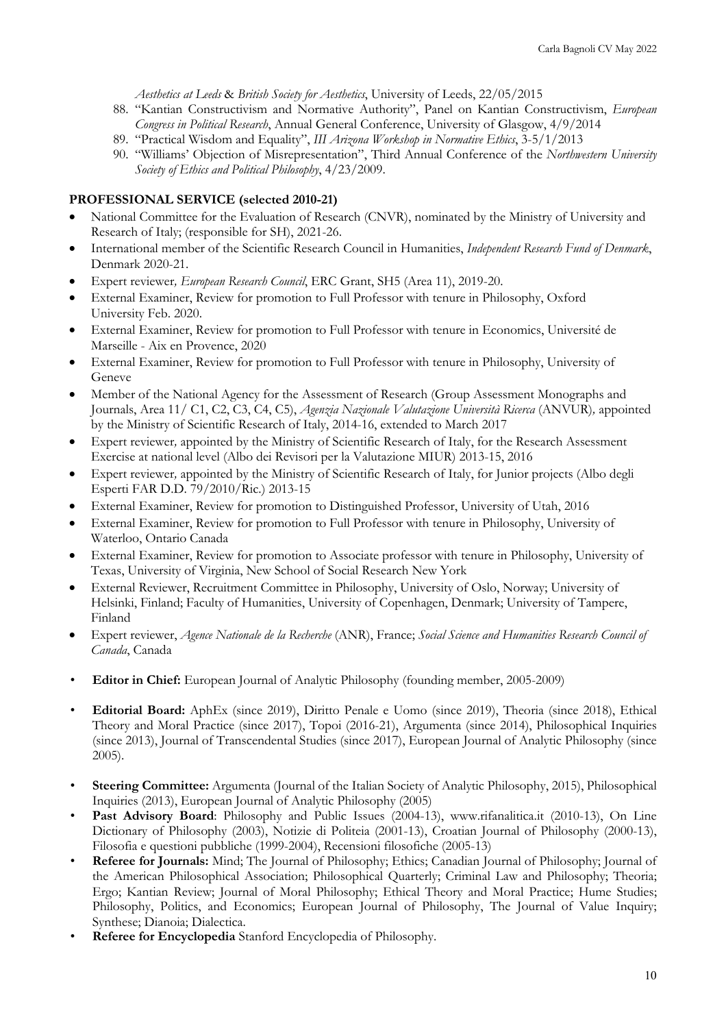*Aesthetics at Leeds* & *British Society for Aesthetics*, University of Leeds, 22/05/2015

88. "Kantian Constructivism and Normative Authority", Panel on Kantian Constructivism, *European Congress in Political Research*, Annual General Conference, University of Glasgow, 4/9/2014
89. "Practical Wisdom and Equality", *III Arizona Workshop in Normative Ethics*, 3-5/1/2013
90. "Williams' Objection of Misrepresentation", Third Annual Conference of the *Northwestern University Society of Ethics and Political Philosophy*, 4/23/2009.

**PROFESSIONAL SERVICE (selected 2010-21)**

- National Committee for the Evaluation of Research (CNVR), nominated by the Ministry of University and Research of Italy; (responsible for SH), 2021-26.
- International member of the Scientific Research Council in Humanities, *Independent Research Fund of Denmark*, Denmark 2020-21.
- Expert reviewer*, European Research Council*, ERC Grant, SH5 (Area 11), 2019-20.
- External Examiner, Review for promotion to Full Professor with tenure in Philosophy, Oxford University Feb. 2020.
- External Examiner, Review for promotion to Full Professor with tenure in Economics, Université de Marseille - Aix en Provence, 2020
- External Examiner, Review for promotion to Full Professor with tenure in Philosophy, University of Geneve
- Member of the National Agency for the Assessment of Research (Group Assessment Monographs and Journals, Area 11/ C1, C2, C3, C4, C5), *Agenzia Nazionale Valutazione Università Ricerca* (ANVUR)*,* appointed by the Ministry of Scientific Research of Italy, 2014-16, extended to March 2017
- Expert reviewer*,* appointed by the Ministry of Scientific Research of Italy, for the Research Assessment Exercise at national level (Albo dei Revisori per la Valutazione MIUR) 2013-15, 2016
- Expert reviewer*,* appointed by the Ministry of Scientific Research of Italy, for Junior projects (Albo degli Esperti FAR D.D. 79/2010/Ric.) 2013-15
- External Examiner, Review for promotion to Distinguished Professor, University of Utah, 2016
- External Examiner, Review for promotion to Full Professor with tenure in Philosophy, University of Waterloo, Ontario Canada
- External Examiner, Review for promotion to Associate professor with tenure in Philosophy, University of Texas, University of Virginia, New School of Social Research New York
- External Reviewer, Recruitment Committee in Philosophy, University of Oslo, Norway; University of Helsinki, Finland; Faculty of Humanities, University of Copenhagen, Denmark; University of Tampere, Finland
- Expert reviewer, *Agence Nationale de la Recherche* (ANR), France; *Social Science and Humanities Research Council of Canada*, Canada

- **Editor in Chief:** European Journal of Analytic Philosophy (founding member, 2005-2009)
- **Editorial Board:** AphEx (since 2019), Diritto Penale e Uomo (since 2019), Theoria (since 2018), Ethical Theory and Moral Practice (since 2017), Topoi (2016-21), Argumenta (since 2014), Philosophical Inquiries (since 2013), Journal of Transcendental Studies (since 2017), European Journal of Analytic Philosophy (since 2005).
- **Steering Committee:** Argumenta (Journal of the Italian Society of Analytic Philosophy, 2015), Philosophical Inquiries (2013), European Journal of Analytic Philosophy (2005)
- **Past Advisory Board**: Philosophy and Public Issues (2004-13), www.rifanalitica.it (2010-13), On Line Dictionary of Philosophy (2003), Notizie di Politeia (2001-13), Croatian Journal of Philosophy (2000-13), Filosofia e questioni pubbliche (1999-2004), Recensioni filosofiche (2005-13)
- **Referee for Journals:** Mind; The Journal of Philosophy; Ethics; Canadian Journal of Philosophy; Journal of the American Philosophical Association; Philosophical Quarterly; Criminal Law and Philosophy; Theoria; Ergo; Kantian Review; Journal of Moral Philosophy; Ethical Theory and Moral Practice; Hume Studies; Philosophy, Politics, and Economics; European Journal of Philosophy, The Journal of Value Inquiry; Synthese; Dianoia; Dialectica.
- **Referee for Encyclopedia** Stanford Encyclopedia of Philosophy.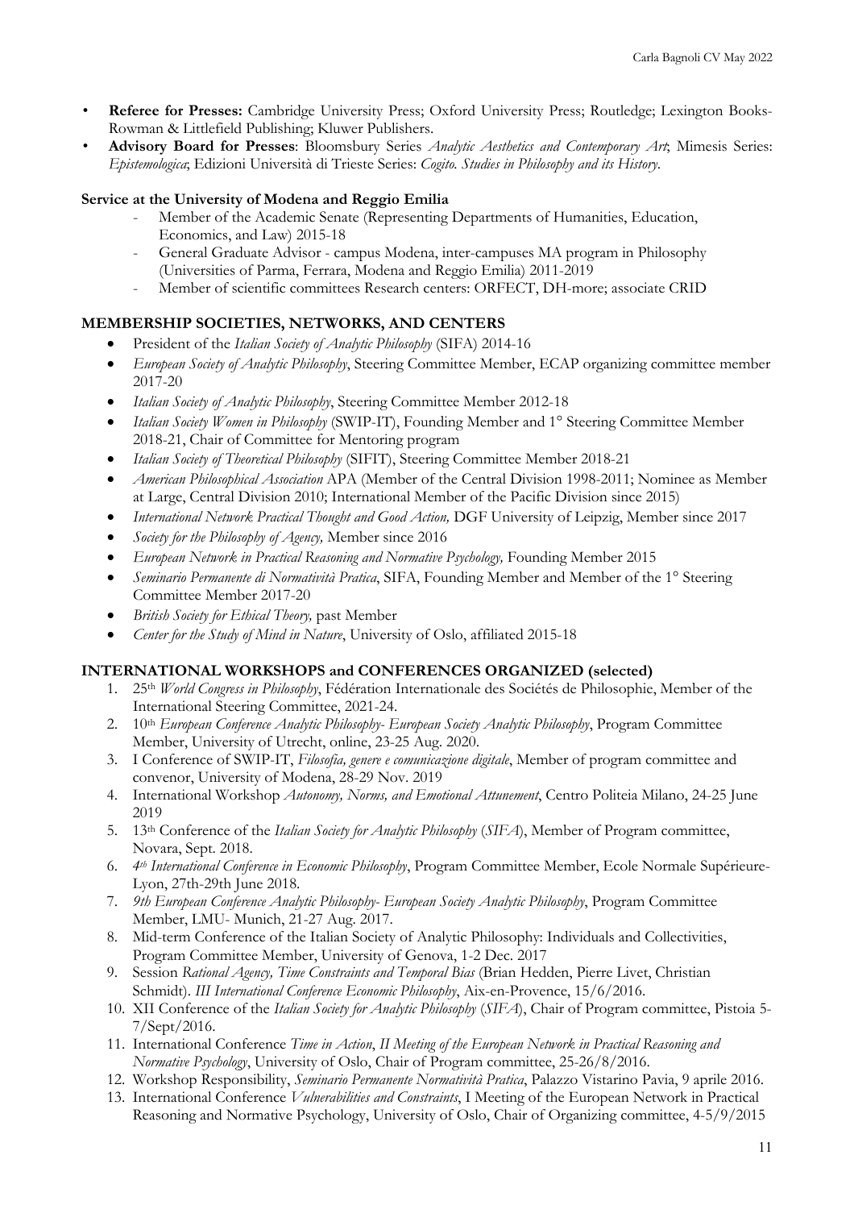- **Referee for Presses:** Cambridge University Press; Oxford University Press; Routledge; Lexington Books-Rowman & Littlefield Publishing; Kluwer Publishers.
- **Advisory Board for Presses**: Bloomsbury Series *Analytic Aesthetics and Contemporary Art*; Mimesis Series: *Epistemologica*; Edizioni Università di Trieste Series: *Cogito. Studies in Philosophy and its History.*

**Service at the University of Modena and Reggio Emilia**

- Member of the Academic Senate (Representing Departments of Humanities, Education, Economics, and Law) 2015-18
- General Graduate Advisor - campus Modena, inter-campuses MA program in Philosophy (Universities of Parma, Ferrara, Modena and Reggio Emilia) 2011-2019
- Member of scientific committees Research centers: ORFECT, DH-more; associate CRID

## MEMBERSHIP SOCIETIES, NETWORKS, AND CENTERS

- President of the *Italian Society of Analytic Philosophy* (SIFA) 2014-16
- *European Society of Analytic Philosophy*, Steering Committee Member, ECAP organizing committee member 2017-20
- *Italian Society of Analytic Philosophy*, Steering Committee Member 2012-18
- *Italian Society Women in Philosophy* (SWIP-IT), Founding Member and 1° Steering Committee Member 2018-21, Chair of Committee for Mentoring program
- *Italian Society of Theoretical Philosophy* (SIFIT), Steering Committee Member 2018-21
- *American Philosophical Association* APA (Member of the Central Division 1998-2011; Nominee as Member at Large, Central Division 2010; International Member of the Pacific Division since 2015)
- *International Network Practical Thought and Good Action,* DGF University of Leipzig, Member since 2017
- *Society for the Philosophy of Agency,* Member since 2016
- *European Network in Practical Reasoning and Normative Psychology,* Founding Member 2015
- *Seminario Permanente di Normatività Pratica*, SIFA, Founding Member and Member of the 1° Steering Committee Member 2017-20
- *British Society for Ethical Theory,* past Member
- *Center for the Study of Mind in Nature*, University of Oslo, affiliated 2015-18

## INTERNATIONAL WORKSHOPS and CONFERENCES ORGANIZED (selected)

1. 25th *World Congress in Philosophy*, Fédération Internationale des Sociétés de Philosophie, Member of the International Steering Committee, 2021-24.
2. 10th *European Conference Analytic Philosophy- European Society Analytic Philosophy*, Program Committee Member, University of Utrecht, online, 23-25 Aug. 2020.
3. I Conference of SWIP-IT, *Filosofia, genere e comunicazione digitale*, Member of program committee and convenor, University of Modena, 28-29 Nov. 2019
4. International Workshop *Autonomy, Norms, and Emotional Attunement*, Centro Politeia Milano, 24-25 June 2019
5. 13th Conference of the *Italian Society for Analytic Philosophy* (*SIFA*), Member of Program committee, Novara, Sept. 2018.
6. *4th International Conference in Economic Philosophy*, Program Committee Member, Ecole Normale Supérieure-Lyon, 27th-29th June 2018.
7. *9th European Conference Analytic Philosophy- European Society Analytic Philosophy*, Program Committee Member, LMU- Munich, 21-27 Aug. 2017.
8. Mid-term Conference of the Italian Society of Analytic Philosophy: Individuals and Collectivities, Program Committee Member, University of Genova, 1-2 Dec. 2017
9. Session *Rational Agency, Time Constraints and Temporal Bias* (Brian Hedden, Pierre Livet, Christian Schmidt). *III International Conference Economic Philosophy*, Aix-en-Provence, 15/6/2016.
10. XII Conference of the *Italian Society for Analytic Philosophy* (*SIFA*), Chair of Program committee, Pistoia 5-7/Sept/2016.
11. International Conference *Time in Action*, *II Meeting of the European Network in Practical Reasoning and Normative Psychology*, University of Oslo, Chair of Program committee, 25-26/8/2016.
12. Workshop Responsibility, *Seminario Permanente Normatività Pratica*, Palazzo Vistarino Pavia, 9 aprile 2016.
13. International Conference *Vulnerabilities and Constraints*, I Meeting of the European Network in Practical Reasoning and Normative Psychology, University of Oslo, Chair of Organizing committee, 4-5/9/2015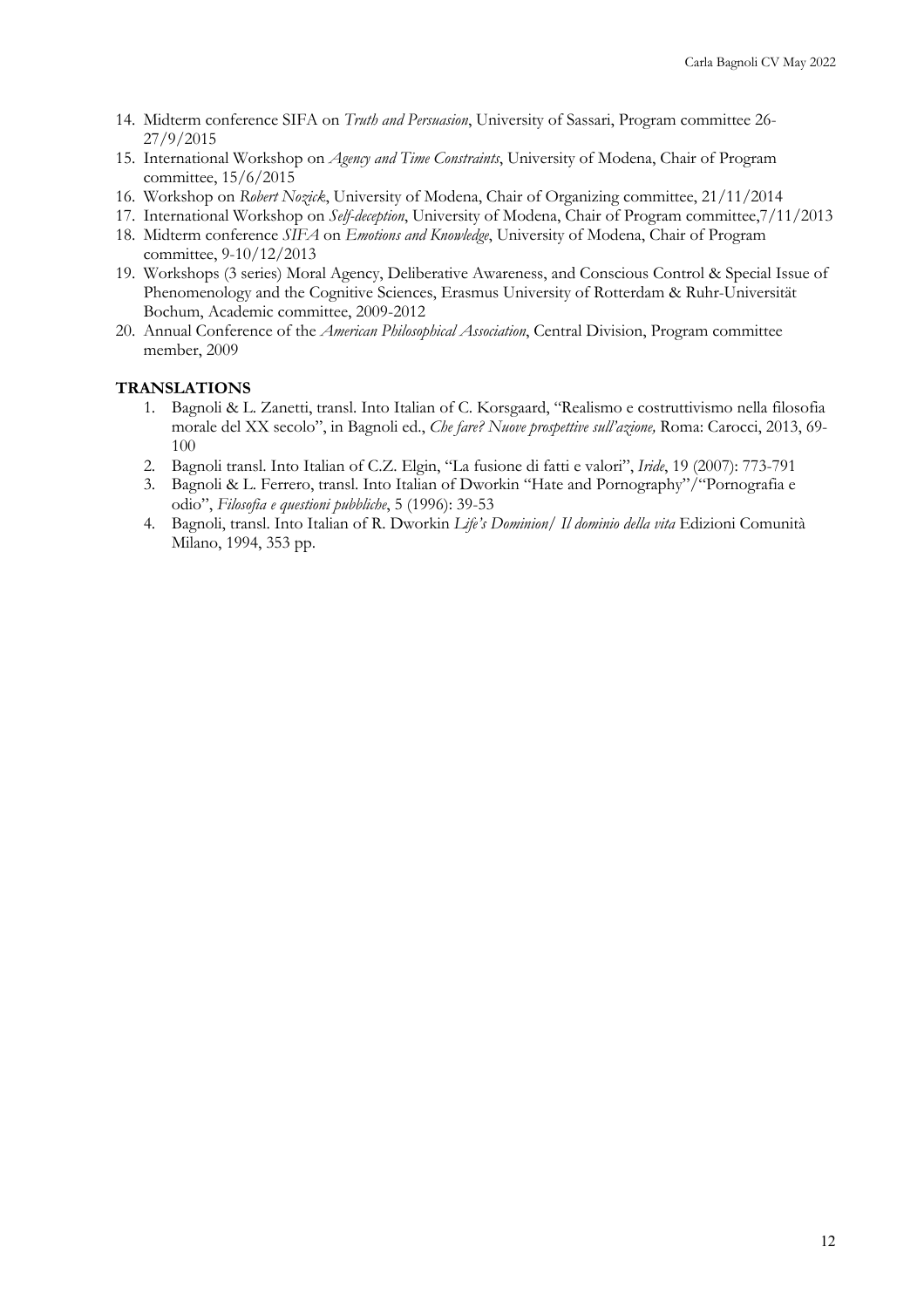14. Midterm conference SIFA on *Truth and Persuasion*, University of Sassari, Program committee 26-27/9/2015
15. International Workshop on *Agency and Time Constraints*, University of Modena, Chair of Program committee, 15/6/2015
16. Workshop on *Robert Nozick*, University of Modena, Chair of Organizing committee, 21/11/2014
17. International Workshop on *Self-deception*, University of Modena, Chair of Program committee,7/11/2013
18. Midterm conference *SIFA* on *Emotions and Knowledge*, University of Modena, Chair of Program committee, 9-10/12/2013
19. Workshops (3 series) Moral Agency, Deliberative Awareness, and Conscious Control & Special Issue of Phenomenology and the Cognitive Sciences, Erasmus University of Rotterdam & Ruhr-Universität Bochum, Academic committee, 2009-2012
20. Annual Conference of the *American Philosophical Association*, Central Division, Program committee member, 2009

**TRANSLATIONS**

1. Bagnoli & L. Zanetti, transl. Into Italian of C. Korsgaard, "Realismo e costruttivismo nella filosofia morale del XX secolo", in Bagnoli ed., *Che fare? Nuove prospettive sull'azione,* Roma: Carocci, 2013, 69-100
2. Bagnoli transl. Into Italian of C.Z. Elgin, "La fusione di fatti e valori", *Iride*, 19 (2007): 773-791
3. Bagnoli & L. Ferrero, transl. Into Italian of Dworkin "Hate and Pornography"/"Pornografia e odio", *Filosofia e questioni pubbliche*, 5 (1996): 39-53
4. Bagnoli, transl. Into Italian of R. Dworkin *Life's Dominion*/ *Il dominio della vita* Edizioni Comunità Milano, 1994, 353 pp.